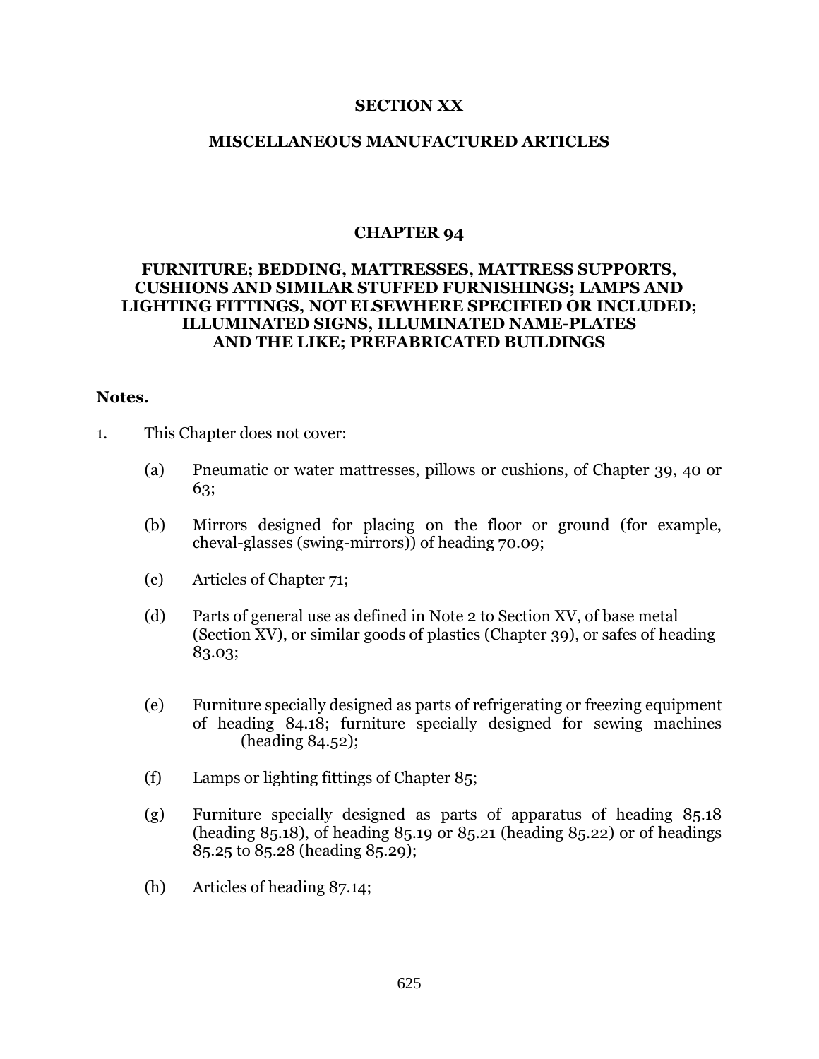# SECTION XX

# MISCELLANEOUS MANUFACTURED ARTICLES

## CHAPTER 94

## FURNITURE; BEDDING, MATTRESSES, MATTRESS SUPPORTS, CUSHIONS AND SIMILAR STUFFED FURNISHINGS; LAMPS AND LIGHTING FITTINGS, NOT ELSEWHERE SPECIFIED OR INCLUDED; ILLUMINATED SIGNS, ILLUMINATED NAME-PLATES AND THE LIKE; PREFABRICATED BUILDINGS

**Notes.**

1. This Chapter does not cover:

   (a) Pneumatic or water mattresses, pillows or cushions, of Chapter 39, 40 or 63;

   (b) Mirrors designed for placing on the floor or ground (for example, cheval-glasses (swing-mirrors)) of heading 70.09;

   (c) Articles of Chapter 71;

   (d) Parts of general use as defined in Note 2 to Section XV, of base metal (Section XV), or similar goods of plastics (Chapter 39), or safes of heading 83.03;

   (e) Furniture specially designed as parts of refrigerating or freezing equipment of heading 84.18; furniture specially designed for sewing machines (heading 84.52);

   (f) Lamps or lighting fittings of Chapter 85;

   (g) Furniture specially designed as parts of apparatus of heading 85.18 (heading 85.18), of heading 85.19 or 85.21 (heading 85.22) or of headings 85.25 to 85.28 (heading 85.29);

   (h) Articles of heading 87.14;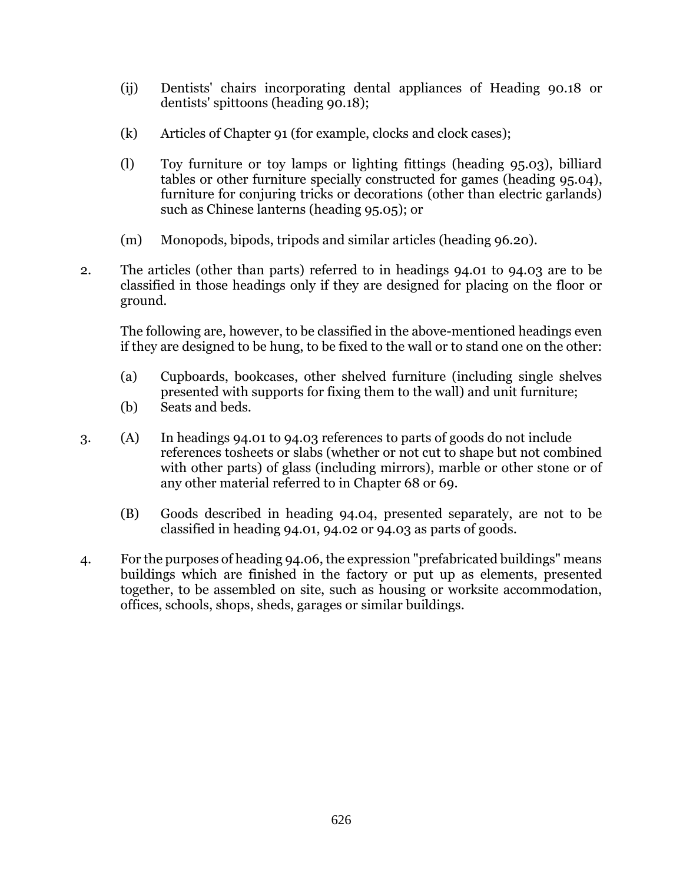(ij) Dentists' chairs incorporating dental appliances of Heading 90.18 or dentists' spittoons (heading 90.18);

(k) Articles of Chapter 91 (for example, clocks and clock cases);

(l) Toy furniture or toy lamps or lighting fittings (heading 95.03), billiard tables or other furniture specially constructed for games (heading 95.04), furniture for conjuring tricks or decorations (other than electric garlands) such as Chinese lanterns (heading 95.05); or

(m) Monopods, bipods, tripods and similar articles (heading 96.20).

2. The articles (other than parts) referred to in headings 94.01 to 94.03 are to be classified in those headings only if they are designed for placing on the floor or ground.

The following are, however, to be classified in the above-mentioned headings even if they are designed to be hung, to be fixed to the wall or to stand one on the other:

(a) Cupboards, bookcases, other shelved furniture (including single shelves presented with supports for fixing them to the wall) and unit furniture;
(b) Seats and beds.

3. (A) In headings 94.01 to 94.03 references to parts of goods do not include references tosheets or slabs (whether or not cut to shape but not combined with other parts) of glass (including mirrors), marble or other stone or of any other material referred to in Chapter 68 or 69.

(B) Goods described in heading 94.04, presented separately, are not to be classified in heading 94.01, 94.02 or 94.03 as parts of goods.

4. For the purposes of heading 94.06, the expression "prefabricated buildings" means buildings which are finished in the factory or put up as elements, presented together, to be assembled on site, such as housing or worksite accommodation, offices, schools, shops, sheds, garages or similar buildings.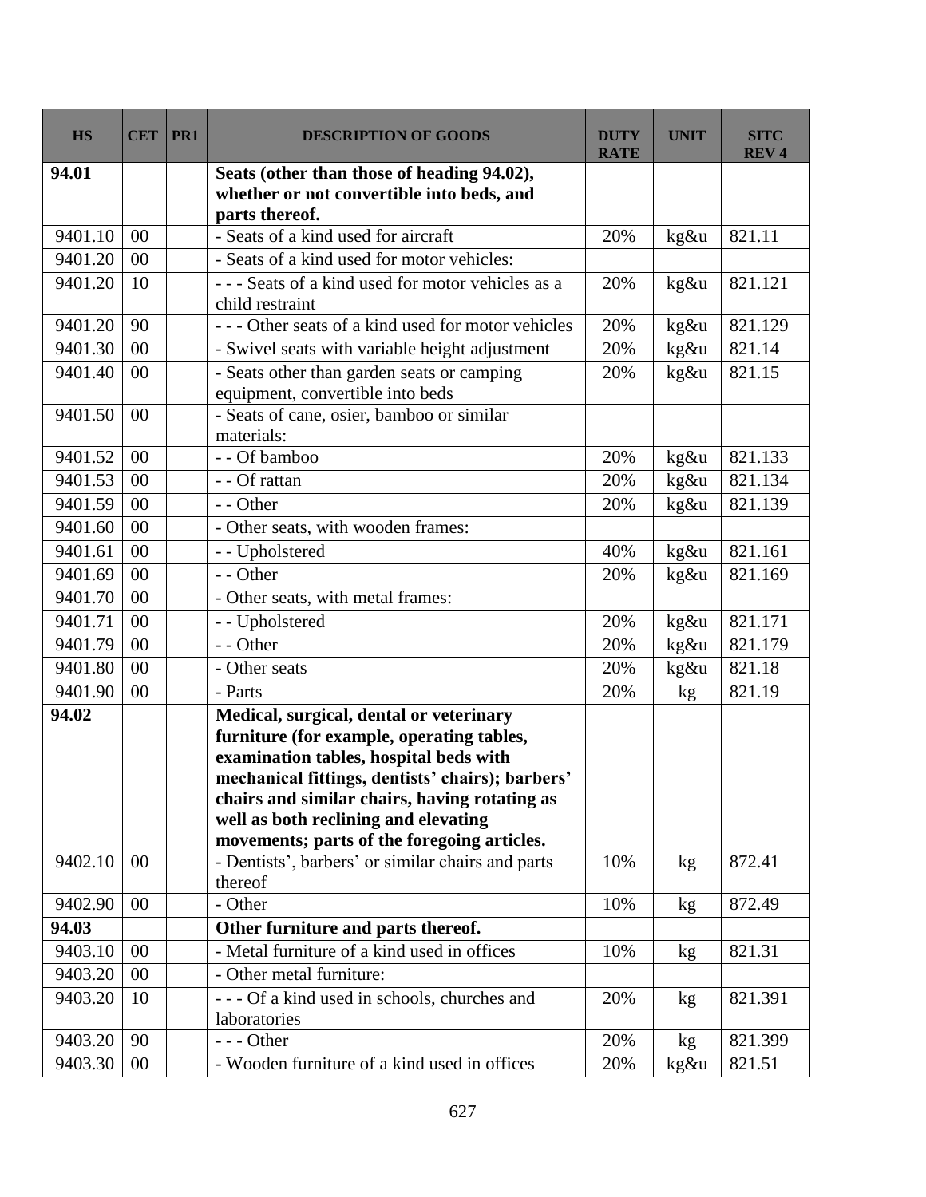| HS | CET | PR1 | DESCRIPTION OF GOODS | DUTY RATE | UNIT | SITC REV 4 |
|---|---|---|---|---|---|---|
| **94.01** | | | **Seats (other than those of heading 94.02), whether or not convertible into beds, and parts thereof.** | | | |
| 9401.10 | 00 | | - Seats of a kind used for aircraft | 20% | kg&u | 821.11 |
| 9401.20 | 00 | | - Seats of a kind used for motor vehicles: | | | |
| 9401.20 | 10 | | - - - Seats of a kind used for motor vehicles as a child restraint | 20% | kg&u | 821.121 |
| 9401.20 | 90 | | - - - Other seats of a kind used for motor vehicles | 20% | kg&u | 821.129 |
| 9401.30 | 00 | | - Swivel seats with variable height adjustment | 20% | kg&u | 821.14 |
| 9401.40 | 00 | | - Seats other than garden seats or camping equipment, convertible into beds | 20% | kg&u | 821.15 |
| 9401.50 | 00 | | - Seats of cane, osier, bamboo or similar materials: | | | |
| 9401.52 | 00 | | - - Of bamboo | 20% | kg&u | 821.133 |
| 9401.53 | 00 | | - - Of rattan | 20% | kg&u | 821.134 |
| 9401.59 | 00 | | - - Other | 20% | kg&u | 821.139 |
| 9401.60 | 00 | | - Other seats, with wooden frames: | | | |
| 9401.61 | 00 | | - - Upholstered | 40% | kg&u | 821.161 |
| 9401.69 | 00 | | - - Other | 20% | kg&u | 821.169 |
| 9401.70 | 00 | | - Other seats, with metal frames: | | | |
| 9401.71 | 00 | | - - Upholstered | 20% | kg&u | 821.171 |
| 9401.79 | 00 | | - - Other | 20% | kg&u | 821.179 |
| 9401.80 | 00 | | - Other seats | 20% | kg&u | 821.18 |
| 9401.90 | 00 | | - Parts | 20% | kg | 821.19 |
| **94.02** | | | **Medical, surgical, dental or veterinary furniture (for example, operating tables, examination tables, hospital beds with mechanical fittings, dentists' chairs); barbers' chairs and similar chairs, having rotating as well as both reclining and elevating movements; parts of the foregoing articles.** | | | |
| 9402.10 | 00 | | - Dentists', barbers' or similar chairs and parts thereof | 10% | kg | 872.41 |
| 9402.90 | 00 | | - Other | 10% | kg | 872.49 |
| **94.03** | | | **Other furniture and parts thereof.** | | | |
| 9403.10 | 00 | | - Metal furniture of a kind used in offices | 10% | kg | 821.31 |
| 9403.20 | 00 | | - Other metal furniture: | | | |
| 9403.20 | 10 | | - - - Of a kind used in schools, churches and laboratories | 20% | kg | 821.391 |
| 9403.20 | 90 | | - - - Other | 20% | kg | 821.399 |
| 9403.30 | 00 | | - Wooden furniture of a kind used in offices | 20% | kg&u | 821.51 |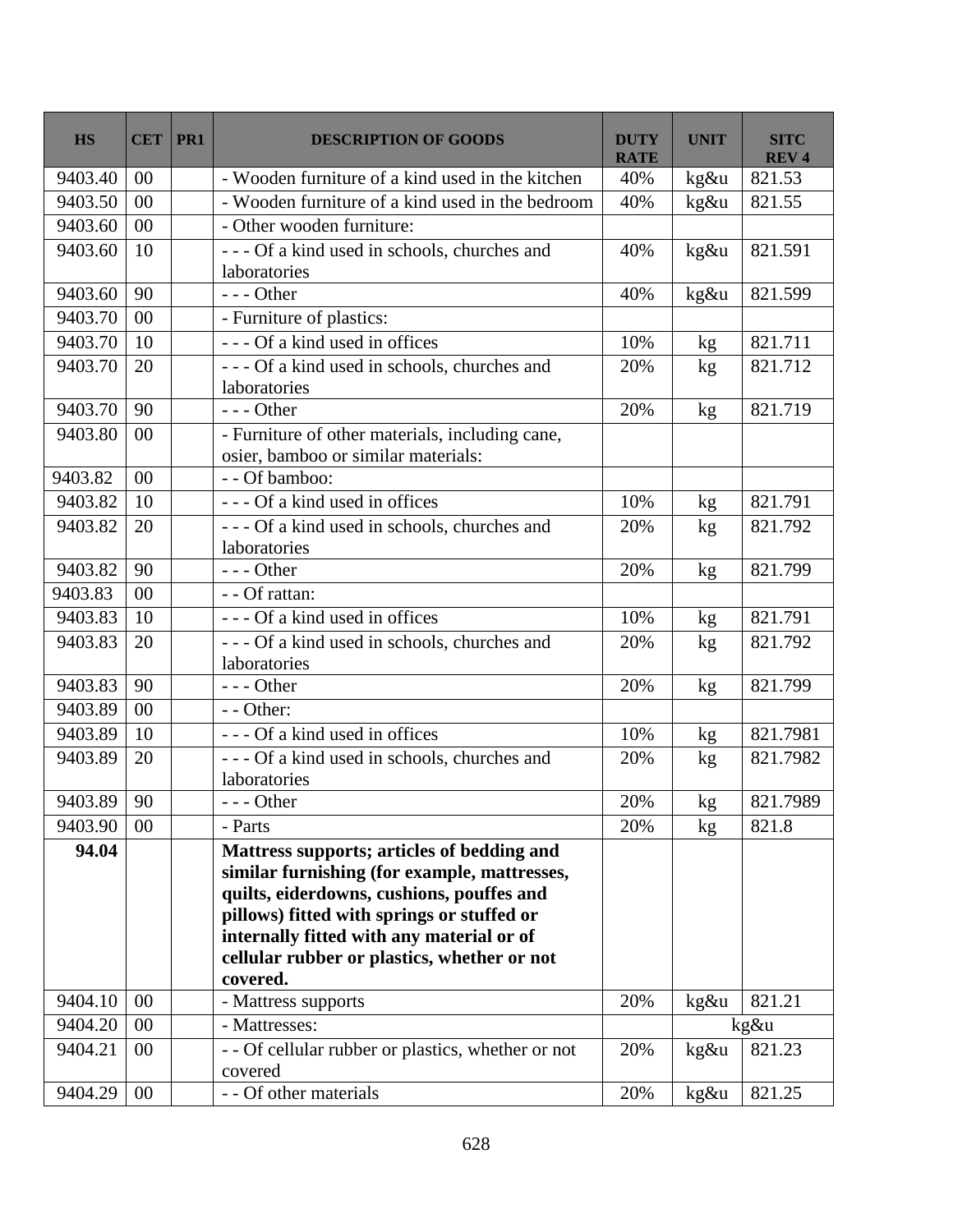| HS | CET | PR1 | DESCRIPTION OF GOODS | DUTY RATE | UNIT | SITC REV 4 |
|---|---|---|---|---|---|---|
| 9403.40 | 00 | | - Wooden furniture of a kind used in the kitchen | 40% | kg&u | 821.53 |
| 9403.50 | 00 | | - Wooden furniture of a kind used in the bedroom | 40% | kg&u | 821.55 |
| 9403.60 | 00 | | - Other wooden furniture: | | | |
| 9403.60 | 10 | | - - - Of a kind used in schools, churches and laboratories | 40% | kg&u | 821.591 |
| 9403.60 | 90 | | - - - Other | 40% | kg&u | 821.599 |
| 9403.70 | 00 | | - Furniture of plastics: | | | |
| 9403.70 | 10 | | - - - Of a kind used in offices | 10% | kg | 821.711 |
| 9403.70 | 20 | | - - - Of a kind used in schools, churches and laboratories | 20% | kg | 821.712 |
| 9403.70 | 90 | | - - - Other | 20% | kg | 821.719 |
| 9403.80 | 00 | | - Furniture of other materials, including cane, osier, bamboo or similar materials: | | | |
| 9403.82 | 00 | | - - Of bamboo: | | | |
| 9403.82 | 10 | | - - - Of a kind used in offices | 10% | kg | 821.791 |
| 9403.82 | 20 | | - - - Of a kind used in schools, churches and laboratories | 20% | kg | 821.792 |
| 9403.82 | 90 | | - - - Other | 20% | kg | 821.799 |
| 9403.83 | 00 | | - - Of rattan: | | | |
| 9403.83 | 10 | | - - - Of a kind used in offices | 10% | kg | 821.791 |
| 9403.83 | 20 | | - - - Of a kind used in schools, churches and laboratories | 20% | kg | 821.792 |
| 9403.83 | 90 | | - - - Other | 20% | kg | 821.799 |
| 9403.89 | 00 | | - - Other: | | | |
| 9403.89 | 10 | | - - - Of a kind used in offices | 10% | kg | 821.7981 |
| 9403.89 | 20 | | - - - Of a kind used in schools, churches and laboratories | 20% | kg | 821.7982 |
| 9403.89 | 90 | | - - - Other | 20% | kg | 821.7989 |
| 9403.90 | 00 | | - Parts | 20% | kg | 821.8 |
| **94.04** | | | **Mattress supports; articles of bedding and similar furnishing (for example, mattresses, quilts, eiderdowns, cushions, pouffes and pillows) fitted with springs or stuffed or internally fitted with any material or of cellular rubber or plastics, whether or not covered.** | | | |
| 9404.10 | 00 | | - Mattress supports | 20% | kg&u | 821.21 |
| 9404.20 | 00 | | - Mattresses: | | kg&u | |
| 9404.21 | 00 | | - - Of cellular rubber or plastics, whether or not covered | 20% | kg&u | 821.23 |
| 9404.29 | 00 | | - - Of other materials | 20% | kg&u | 821.25 |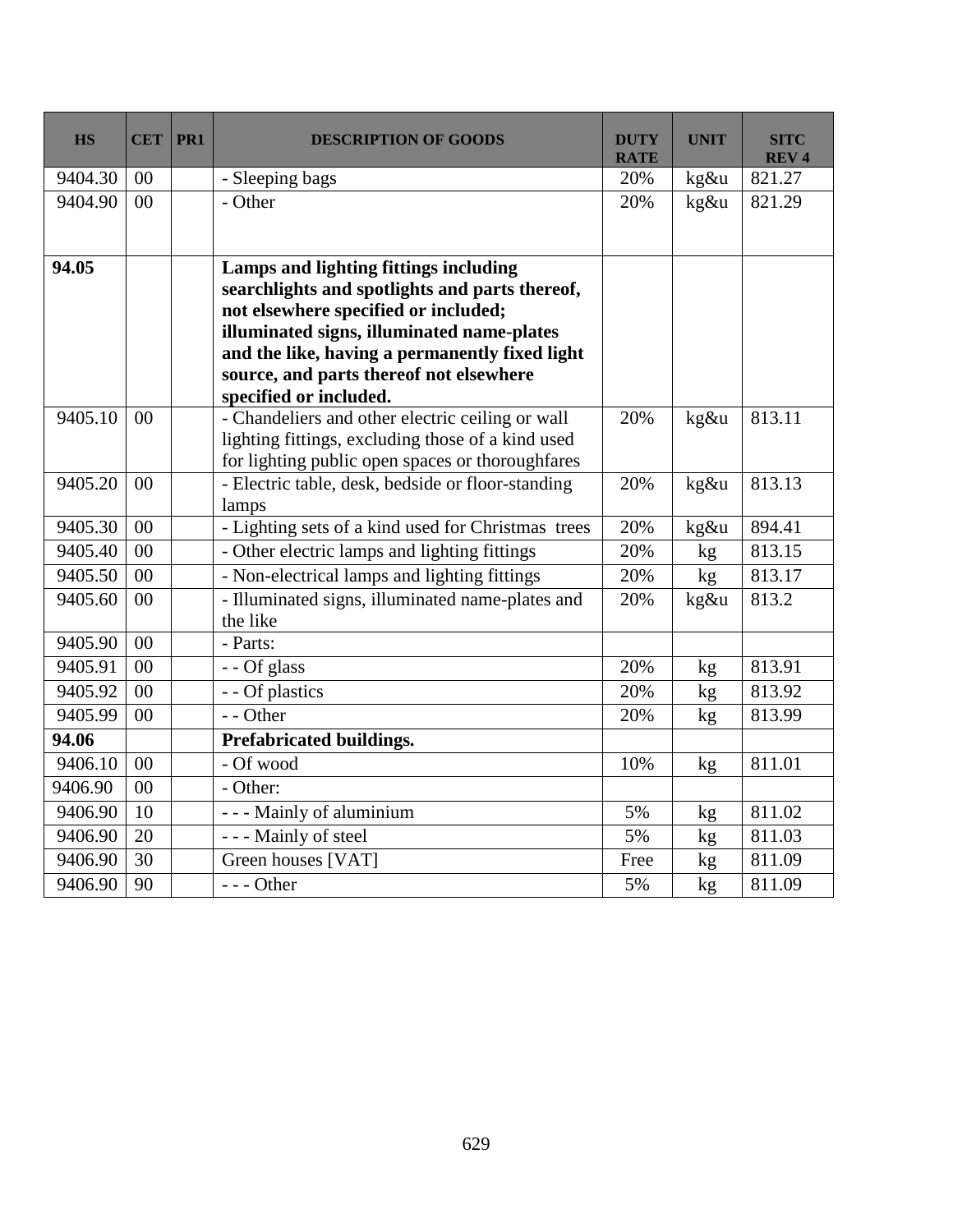| HS | CET | PR1 | DESCRIPTION OF GOODS | DUTY RATE | UNIT | SITC REV 4 |
|---|---|---|---|---|---|---|
| 9404.30 | 00 | | - Sleeping bags | 20% | kg&u | 821.27 |
| 9404.90 | 00 | | - Other | 20% | kg&u | 821.29 |
| **94.05** | | | **Lamps and lighting fittings including searchlights and spotlights and parts thereof, not elsewhere specified or included; illuminated signs, illuminated name-plates and the like, having a permanently fixed light source, and parts thereof not elsewhere specified or included.** | | | |
| 9405.10 | 00 | | - Chandeliers and other electric ceiling or wall lighting fittings, excluding those of a kind used for lighting public open spaces or thoroughfares | 20% | kg&u | 813.11 |
| 9405.20 | 00 | | - Electric table, desk, bedside or floor-standing lamps | 20% | kg&u | 813.13 |
| 9405.30 | 00 | | - Lighting sets of a kind used for Christmas trees | 20% | kg&u | 894.41 |
| 9405.40 | 00 | | - Other electric lamps and lighting fittings | 20% | kg | 813.15 |
| 9405.50 | 00 | | - Non-electrical lamps and lighting fittings | 20% | kg | 813.17 |
| 9405.60 | 00 | | - Illuminated signs, illuminated name-plates and the like | 20% | kg&u | 813.2 |
| 9405.90 | 00 | | - Parts: | | | |
| 9405.91 | 00 | | - - Of glass | 20% | kg | 813.91 |
| 9405.92 | 00 | | - - Of plastics | 20% | kg | 813.92 |
| 9405.99 | 00 | | - - Other | 20% | kg | 813.99 |
| **94.06** | | | **Prefabricated buildings.** | | | |
| 9406.10 | 00 | | - Of wood | 10% | kg | 811.01 |
| 9406.90 | 00 | | - Other: | | | |
| 9406.90 | 10 | | - - - Mainly of aluminium | 5% | kg | 811.02 |
| 9406.90 | 20 | | - - - Mainly of steel | 5% | kg | 811.03 |
| 9406.90 | 30 | | Green houses [VAT] | Free | kg | 811.09 |
| 9406.90 | 90 | | - - - Other | 5% | kg | 811.09 |